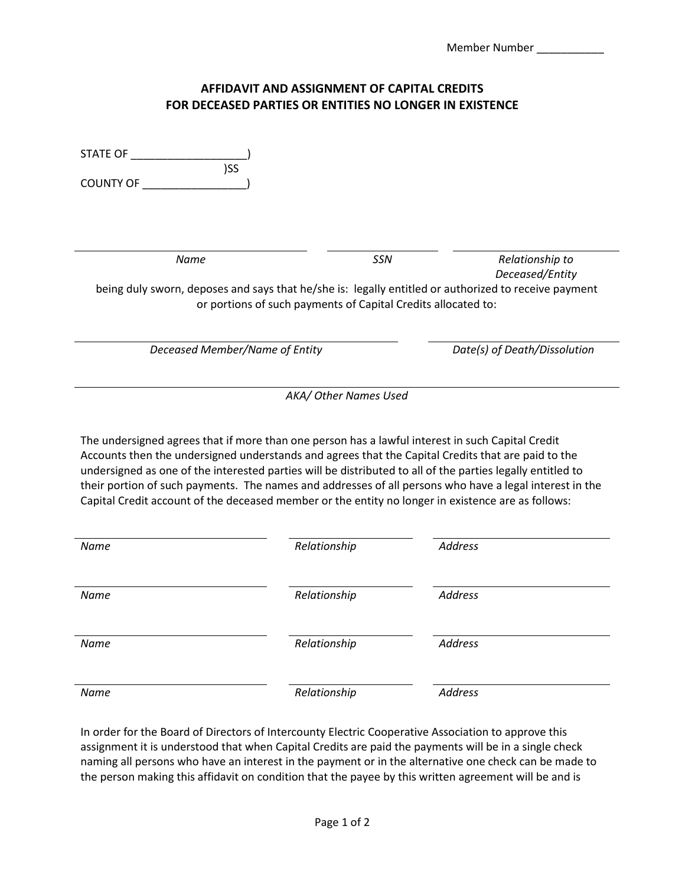Member Number ___________

# AFFIDAVIT AND ASSIGNMENT OF CAPITAL CREDITS
# FOR DECEASED PARTIES OR ENTITIES NO LONGER IN EXISTENCE

STATE OF ___________________)
)SS
COUNTY OF _________________)

| ______________________________ | ______________ | ______________________ |
|---|---|---|
| *Name* | *SSN* | *Relationship to Deceased/Entity* |

being duly sworn, deposes and says that he/she is: legally entitled or authorized to receive payment or portions of such payments of Capital Credits allocated to:

| ______________________________ | ______________________ |
|---|---|
| *Deceased Member/Name of Entity* | *Date(s) of Death/Dissolution* |

______________________________________________________________

*AKA/ Other Names Used*

The undersigned agrees that if more than one person has a lawful interest in such Capital Credit Accounts then the undersigned understands and agrees that the Capital Credits that are paid to the undersigned as one of the interested parties will be distributed to all of the parties legally entitled to their portion of such payments. The names and addresses of all persons who have a legal interest in the Capital Credit account of the deceased member or the entity no longer in existence are as follows:

| *Name* | *Relationship* | *Address* |
|---|---|---|
| | | |
| | | |
| | | |
| | | |

In order for the Board of Directors of Intercounty Electric Cooperative Association to approve this assignment it is understood that when Capital Credits are paid the payments will be in a single check naming all persons who have an interest in the payment or in the alternative one check can be made to the person making this affidavit on condition that the payee by this written agreement will be and is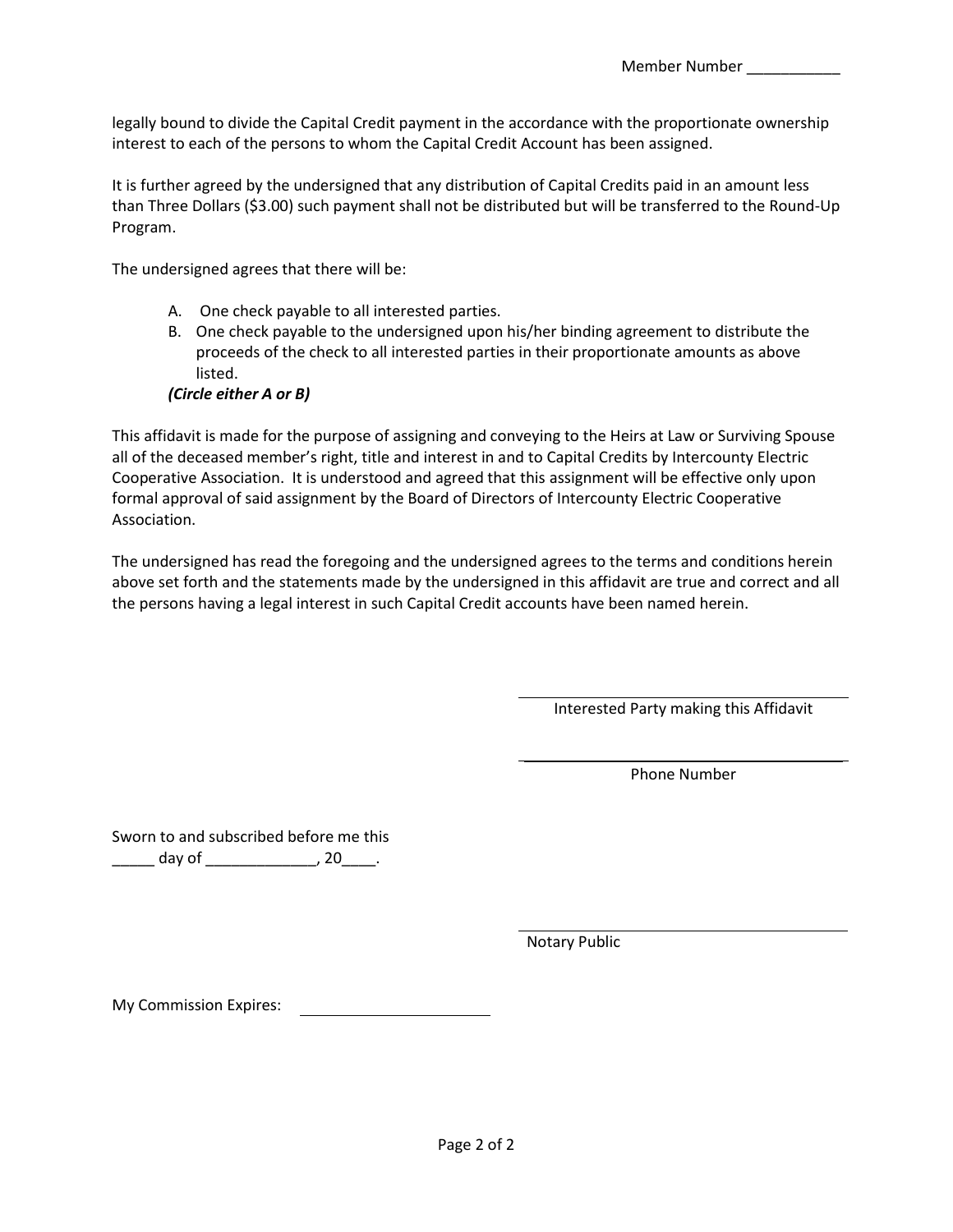Member Number ___________

legally bound to divide the Capital Credit payment in the accordance with the proportionate ownership interest to each of the persons to whom the Capital Credit Account has been assigned.

It is further agreed by the undersigned that any distribution of Capital Credits paid in an amount less than Three Dollars ($3.00) such payment shall not be distributed but will be transferred to the Round-Up Program.

The undersigned agrees that there will be:

A. One check payable to all interested parties.
B. One check payable to the undersigned upon his/her binding agreement to distribute the proceeds of the check to all interested parties in their proportionate amounts as above listed.

***(Circle either A or B)***

This affidavit is made for the purpose of assigning and conveying to the Heirs at Law or Surviving Spouse all of the deceased member's right, title and interest in and to Capital Credits by Intercounty Electric Cooperative Association. It is understood and agreed that this assignment will be effective only upon formal approval of said assignment by the Board of Directors of Intercounty Electric Cooperative Association.

The undersigned has read the foregoing and the undersigned agrees to the terms and conditions herein above set forth and the statements made by the undersigned in this affidavit are true and correct and all the persons having a legal interest in such Capital Credit accounts have been named herein.

______________________________
Interested Party making this Affidavit

______________________________
Phone Number

Sworn to and subscribed before me this
_____ day of _____________, 20____.

______________________________
Notary Public

My Commission Expires: ____________________